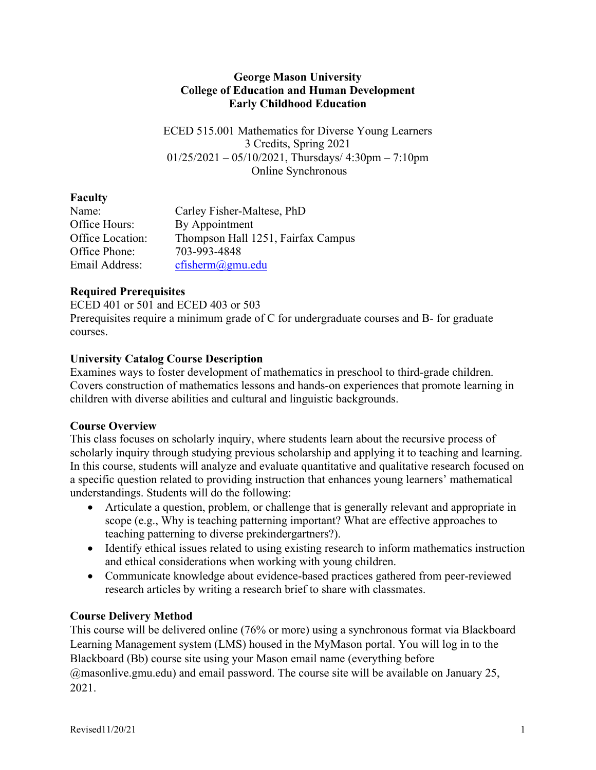**George Mason University**
**College of Education and Human Development**
**Early Childhood Education**

ECED 515.001 Mathematics for Diverse Young Learners
3 Credits, Spring 2021
01/25/2021 – 05/10/2021, Thursdays/ 4:30pm – 7:10pm
Online Synchronous

## Faculty

| | |
|---|---|
| Name: | Carley Fisher-Maltese, PhD |
| Office Hours: | By Appointment |
| Office Location: | Thompson Hall 1251, Fairfax Campus |
| Office Phone: | 703-993-4848 |
| Email Address: | cfisherm@gmu.edu |

## Required Prerequisites

ECED 401 or 501 and ECED 403 or 503
Prerequisites require a minimum grade of C for undergraduate courses and B- for graduate courses.

## University Catalog Course Description

Examines ways to foster development of mathematics in preschool to third-grade children. Covers construction of mathematics lessons and hands-on experiences that promote learning in children with diverse abilities and cultural and linguistic backgrounds.

## Course Overview

This class focuses on scholarly inquiry, where students learn about the recursive process of scholarly inquiry through studying previous scholarship and applying it to teaching and learning. In this course, students will analyze and evaluate quantitative and qualitative research focused on a specific question related to providing instruction that enhances young learners' mathematical understandings. Students will do the following:

- Articulate a question, problem, or challenge that is generally relevant and appropriate in scope (e.g., Why is teaching patterning important? What are effective approaches to teaching patterning to diverse prekindergartners?).
- Identify ethical issues related to using existing research to inform mathematics instruction and ethical considerations when working with young children.
- Communicate knowledge about evidence-based practices gathered from peer-reviewed research articles by writing a research brief to share with classmates.

## Course Delivery Method

This course will be delivered online (76% or more) using a synchronous format via Blackboard Learning Management system (LMS) housed in the MyMason portal. You will log in to the Blackboard (Bb) course site using your Mason email name (everything before @masonlive.gmu.edu) and email password. The course site will be available on January 25, 2021.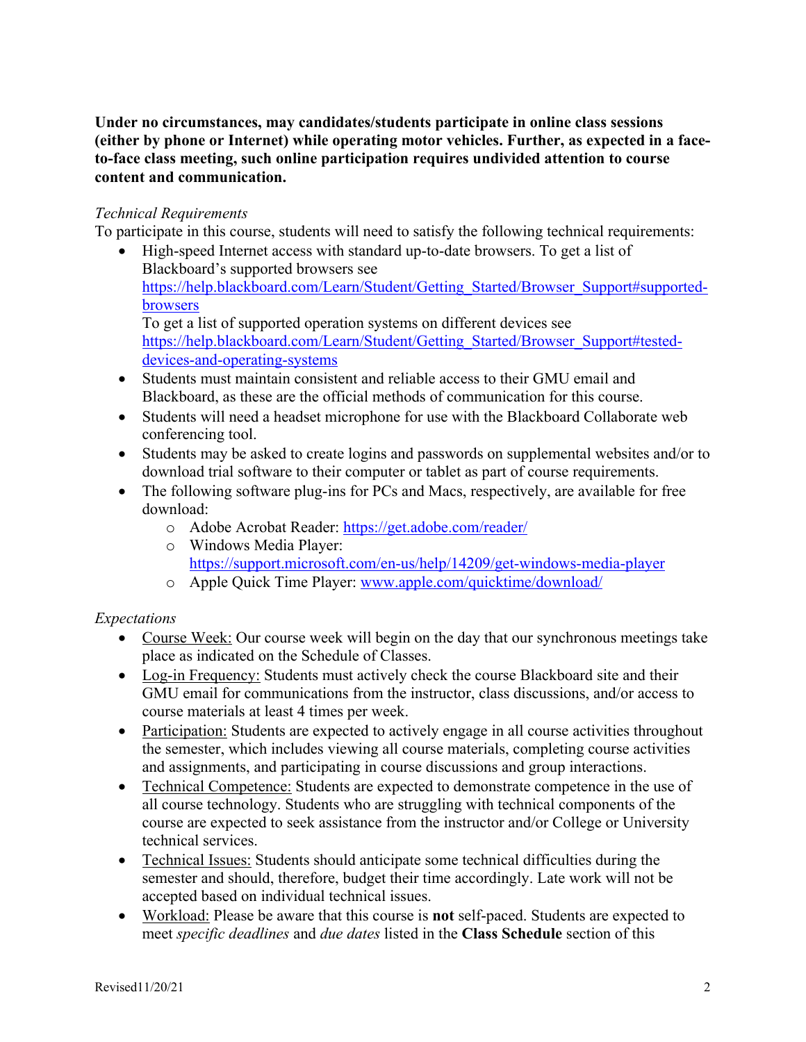**Under no circumstances, may candidates/students participate in online class sessions (either by phone or Internet) while operating motor vehicles. Further, as expected in a face-to-face class meeting, such online participation requires undivided attention to course content and communication.**

*Technical Requirements*

To participate in this course, students will need to satisfy the following technical requirements:

- High-speed Internet access with standard up-to-date browsers. To get a list of Blackboard's supported browsers see https://help.blackboard.com/Learn/Student/Getting_Started/Browser_Support#supported-browsers
  To get a list of supported operation systems on different devices see https://help.blackboard.com/Learn/Student/Getting_Started/Browser_Support#tested-devices-and-operating-systems
- Students must maintain consistent and reliable access to their GMU email and Blackboard, as these are the official methods of communication for this course.
- Students will need a headset microphone for use with the Blackboard Collaborate web conferencing tool.
- Students may be asked to create logins and passwords on supplemental websites and/or to download trial software to their computer or tablet as part of course requirements.
- The following software plug-ins for PCs and Macs, respectively, are available for free download:
  - Adobe Acrobat Reader: https://get.adobe.com/reader/
  - Windows Media Player: https://support.microsoft.com/en-us/help/14209/get-windows-media-player
  - Apple Quick Time Player: www.apple.com/quicktime/download/

*Expectations*

- <u>Course Week:</u> Our course week will begin on the day that our synchronous meetings take place as indicated on the Schedule of Classes.
- <u>Log-in Frequency:</u> Students must actively check the course Blackboard site and their GMU email for communications from the instructor, class discussions, and/or access to course materials at least 4 times per week.
- <u>Participation:</u> Students are expected to actively engage in all course activities throughout the semester, which includes viewing all course materials, completing course activities and assignments, and participating in course discussions and group interactions.
- <u>Technical Competence:</u> Students are expected to demonstrate competence in the use of all course technology. Students who are struggling with technical components of the course are expected to seek assistance from the instructor and/or College or University technical services.
- <u>Technical Issues:</u> Students should anticipate some technical difficulties during the semester and should, therefore, budget their time accordingly. Late work will not be accepted based on individual technical issues.
- <u>Workload:</u> Please be aware that this course is **not** self-paced. Students are expected to meet *specific deadlines* and *due dates* listed in the **Class Schedule** section of this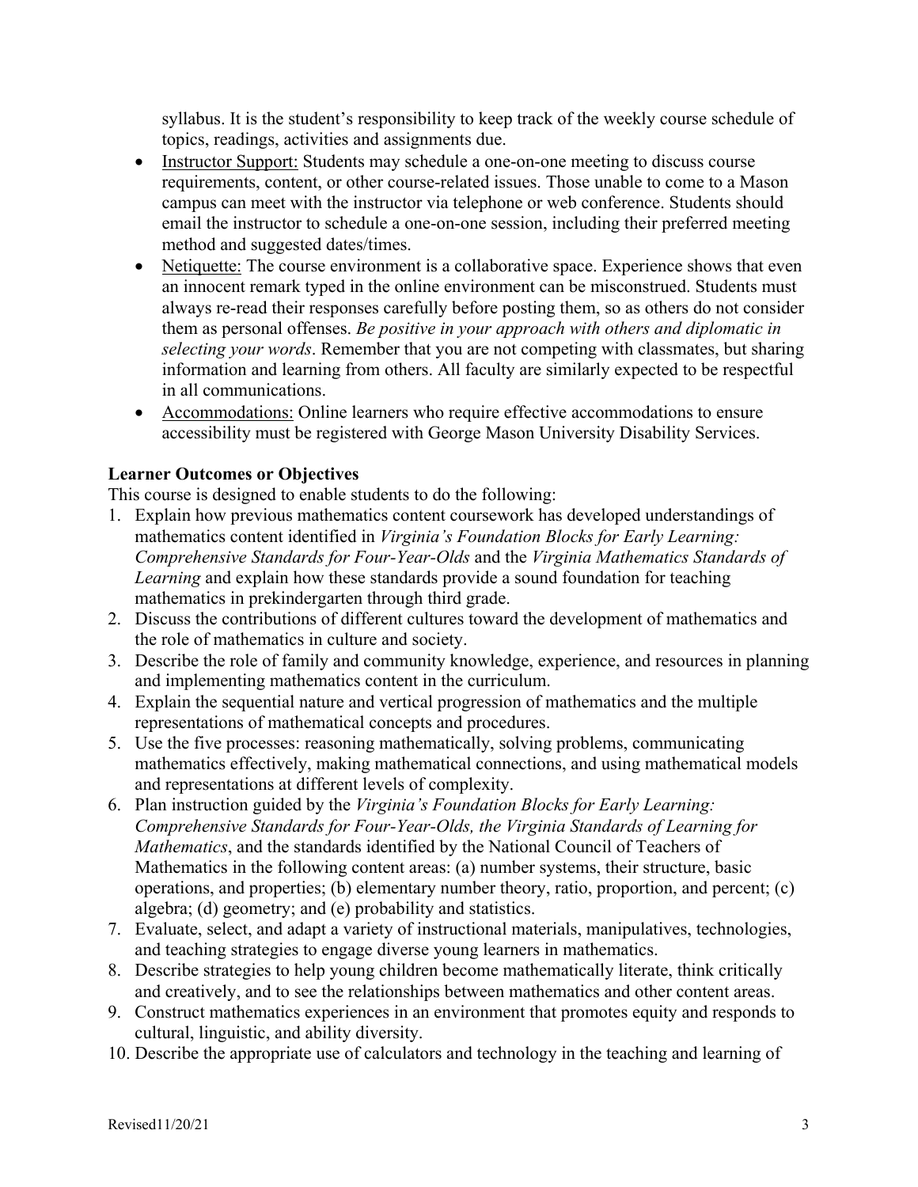syllabus. It is the student's responsibility to keep track of the weekly course schedule of topics, readings, activities and assignments due.

- Instructor Support: Students may schedule a one-on-one meeting to discuss course requirements, content, or other course-related issues. Those unable to come to a Mason campus can meet with the instructor via telephone or web conference. Students should email the instructor to schedule a one-on-one session, including their preferred meeting method and suggested dates/times.
- Netiquette: The course environment is a collaborative space. Experience shows that even an innocent remark typed in the online environment can be misconstrued. Students must always re-read their responses carefully before posting them, so as others do not consider them as personal offenses. *Be positive in your approach with others and diplomatic in selecting your words*. Remember that you are not competing with classmates, but sharing information and learning from others. All faculty are similarly expected to be respectful in all communications.
- Accommodations: Online learners who require effective accommodations to ensure accessibility must be registered with George Mason University Disability Services.

**Learner Outcomes or Objectives**

This course is designed to enable students to do the following:

1. Explain how previous mathematics content coursework has developed understandings of mathematics content identified in *Virginia's Foundation Blocks for Early Learning: Comprehensive Standards for Four-Year-Olds* and the *Virginia Mathematics Standards of Learning* and explain how these standards provide a sound foundation for teaching mathematics in prekindergarten through third grade.
2. Discuss the contributions of different cultures toward the development of mathematics and the role of mathematics in culture and society.
3. Describe the role of family and community knowledge, experience, and resources in planning and implementing mathematics content in the curriculum.
4. Explain the sequential nature and vertical progression of mathematics and the multiple representations of mathematical concepts and procedures.
5. Use the five processes: reasoning mathematically, solving problems, communicating mathematics effectively, making mathematical connections, and using mathematical models and representations at different levels of complexity.
6. Plan instruction guided by the *Virginia's Foundation Blocks for Early Learning: Comprehensive Standards for Four-Year-Olds, the Virginia Standards of Learning for Mathematics*, and the standards identified by the National Council of Teachers of Mathematics in the following content areas: (a) number systems, their structure, basic operations, and properties; (b) elementary number theory, ratio, proportion, and percent; (c) algebra; (d) geometry; and (e) probability and statistics.
7. Evaluate, select, and adapt a variety of instructional materials, manipulatives, technologies, and teaching strategies to engage diverse young learners in mathematics.
8. Describe strategies to help young children become mathematically literate, think critically and creatively, and to see the relationships between mathematics and other content areas.
9. Construct mathematics experiences in an environment that promotes equity and responds to cultural, linguistic, and ability diversity.
10. Describe the appropriate use of calculators and technology in the teaching and learning of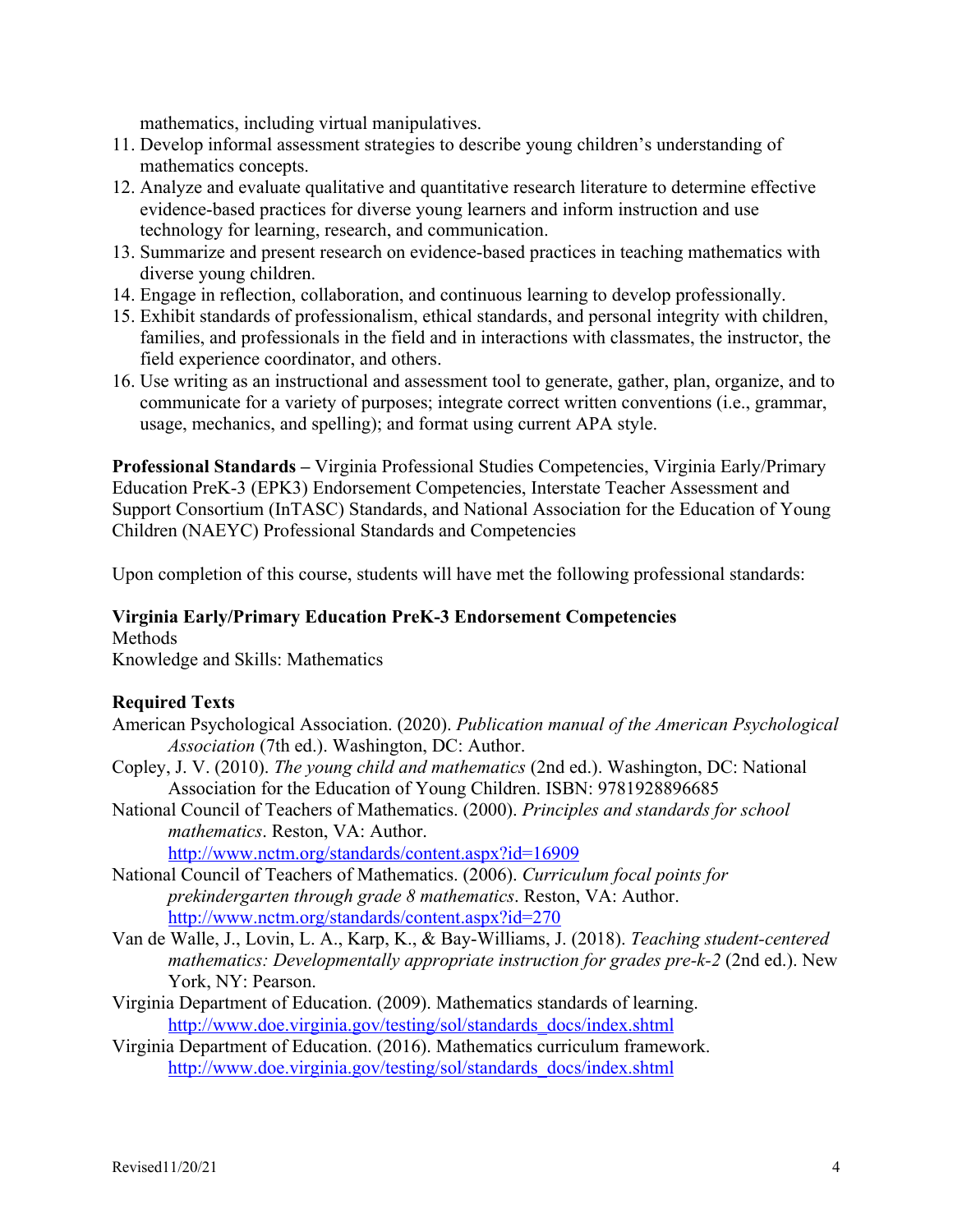mathematics, including virtual manipulatives.

11. Develop informal assessment strategies to describe young children's understanding of mathematics concepts.
12. Analyze and evaluate qualitative and quantitative research literature to determine effective evidence-based practices for diverse young learners and inform instruction and use technology for learning, research, and communication.
13. Summarize and present research on evidence-based practices in teaching mathematics with diverse young children.
14. Engage in reflection, collaboration, and continuous learning to develop professionally.
15. Exhibit standards of professionalism, ethical standards, and personal integrity with children, families, and professionals in the field and in interactions with classmates, the instructor, the field experience coordinator, and others.
16. Use writing as an instructional and assessment tool to generate, gather, plan, organize, and to communicate for a variety of purposes; integrate correct written conventions (i.e., grammar, usage, mechanics, and spelling); and format using current APA style.

**Professional Standards –** Virginia Professional Studies Competencies, Virginia Early/Primary Education PreK-3 (EPK3) Endorsement Competencies, Interstate Teacher Assessment and Support Consortium (InTASC) Standards, and National Association for the Education of Young Children (NAEYC) Professional Standards and Competencies

Upon completion of this course, students will have met the following professional standards:

**Virginia Early/Primary Education PreK-3 Endorsement Competencies**
Methods
Knowledge and Skills: Mathematics

**Required Texts**

American Psychological Association. (2020). *Publication manual of the American Psychological Association* (7th ed.). Washington, DC: Author.

Copley, J. V. (2010). *The young child and mathematics* (2nd ed.). Washington, DC: National Association for the Education of Young Children. ISBN: 9781928896685

National Council of Teachers of Mathematics. (2000). *Principles and standards for school mathematics*. Reston, VA: Author. http://www.nctm.org/standards/content.aspx?id=16909

National Council of Teachers of Mathematics. (2006). *Curriculum focal points for prekindergarten through grade 8 mathematics*. Reston, VA: Author. http://www.nctm.org/standards/content.aspx?id=270

Van de Walle, J., Lovin, L. A., Karp, K., & Bay-Williams, J. (2018). *Teaching student-centered mathematics: Developmentally appropriate instruction for grades pre-k-2* (2nd ed.). New York, NY: Pearson.

Virginia Department of Education. (2009). Mathematics standards of learning. http://www.doe.virginia.gov/testing/sol/standards_docs/index.shtml

Virginia Department of Education. (2016). Mathematics curriculum framework. http://www.doe.virginia.gov/testing/sol/standards_docs/index.shtml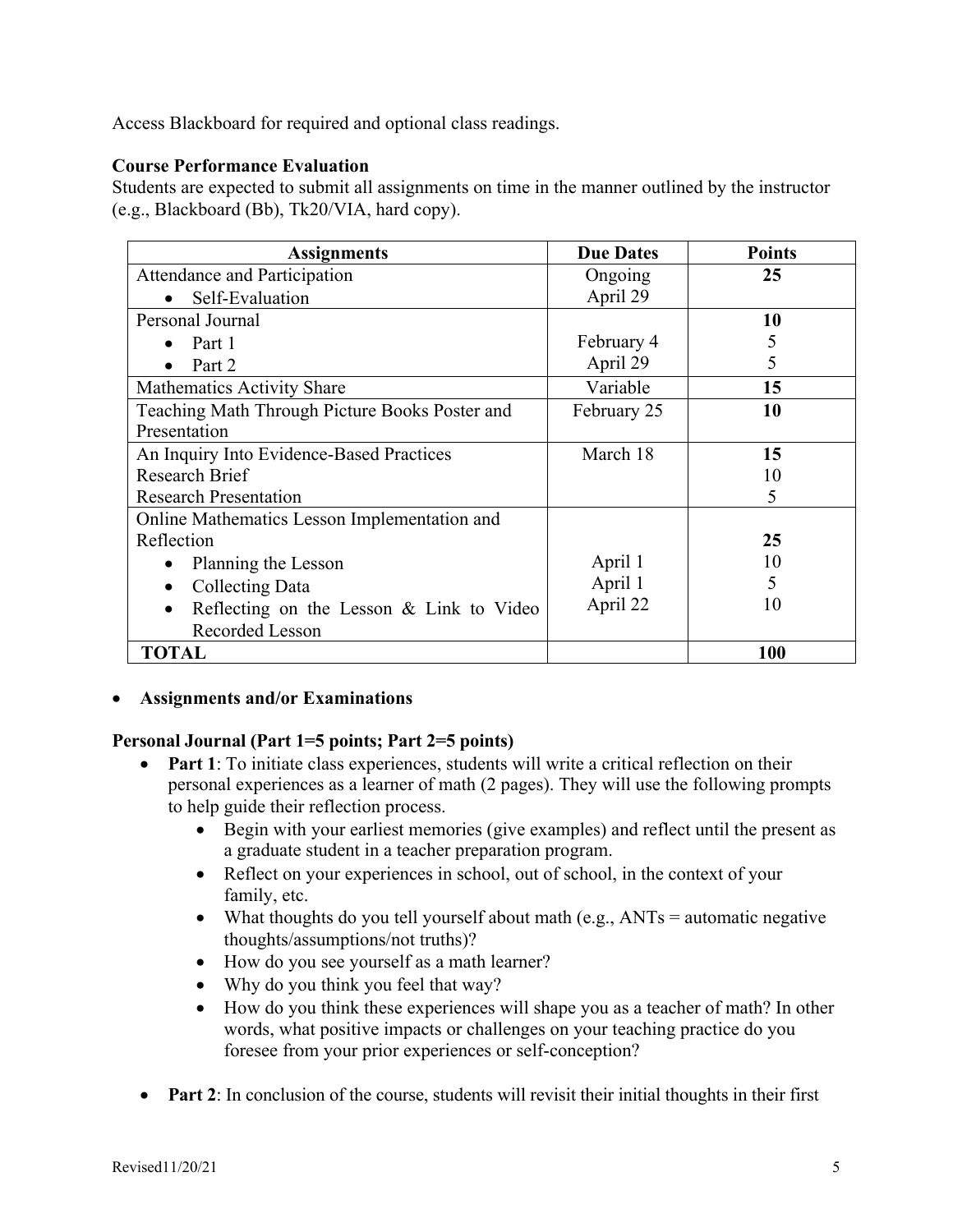Access Blackboard for required and optional class readings.

**Course Performance Evaluation**
Students are expected to submit all assignments on time in the manner outlined by the instructor (e.g., Blackboard (Bb), Tk20/VIA, hard copy).

| Assignments | Due Dates | Points |
|---|---|---|
| Attendance and Participation<br>• Self-Evaluation | Ongoing<br>April 29 | **25** |
| Personal Journal<br>• Part 1<br>• Part 2 | <br>February 4<br>April 29 | **10**<br>5<br>5 |
| Mathematics Activity Share | Variable | **15** |
| Teaching Math Through Picture Books Poster and Presentation | February 25 | **10** |
| An Inquiry Into Evidence-Based Practices<br>Research Brief<br>Research Presentation | March 18 | **15**<br>10<br>5 |
| Online Mathematics Lesson Implementation and Reflection<br>• Planning the Lesson<br>• Collecting Data<br>• Reflecting on the Lesson & Link to Video Recorded Lesson | <br>April 1<br>April 1<br>April 22 | **25**<br>10<br>5<br>10 |
| **TOTAL** | | **100** |

- **Assignments and/or Examinations**

**Personal Journal (Part 1=5 points; Part 2=5 points)**

- **Part 1**: To initiate class experiences, students will write a critical reflection on their personal experiences as a learner of math (2 pages). They will use the following prompts to help guide their reflection process.
  - Begin with your earliest memories (give examples) and reflect until the present as a graduate student in a teacher preparation program.
  - Reflect on your experiences in school, out of school, in the context of your family, etc.
  - What thoughts do you tell yourself about math (e.g., ANTs = automatic negative thoughts/assumptions/not truths)?
  - How do you see yourself as a math learner?
  - Why do you think you feel that way?
  - How do you think these experiences will shape you as a teacher of math? In other words, what positive impacts or challenges on your teaching practice do you foresee from your prior experiences or self-conception?
- **Part 2**: In conclusion of the course, students will revisit their initial thoughts in their first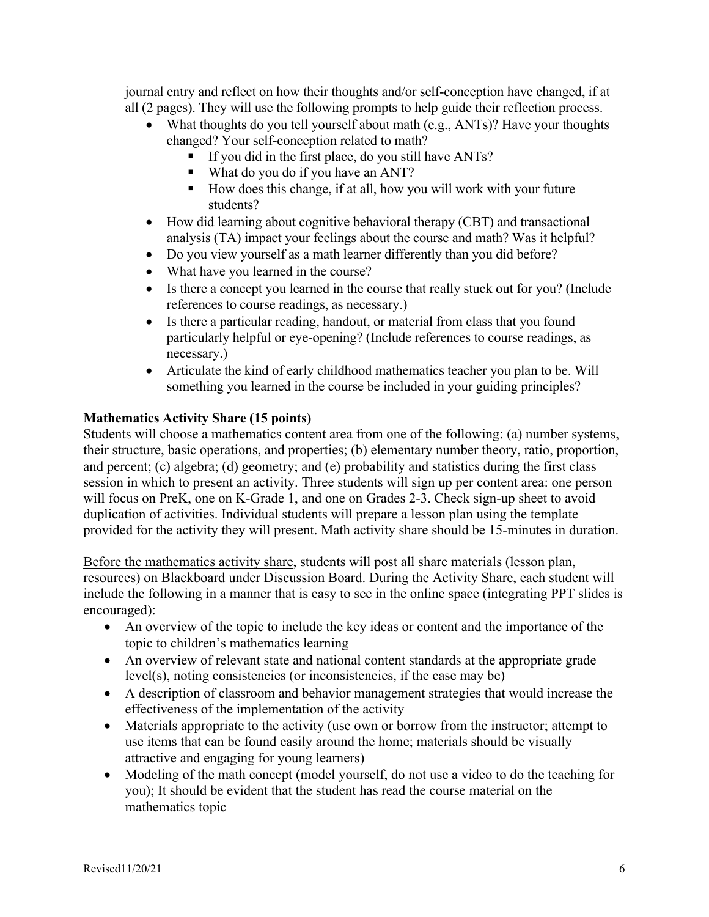journal entry and reflect on how their thoughts and/or self-conception have changed, if at all (2 pages). They will use the following prompts to help guide their reflection process.

- What thoughts do you tell yourself about math (e.g., ANTs)? Have your thoughts changed? Your self-conception related to math?
    - If you did in the first place, do you still have ANTs?
    - What do you do if you have an ANT?
    - How does this change, if at all, how you will work with your future students?
- How did learning about cognitive behavioral therapy (CBT) and transactional analysis (TA) impact your feelings about the course and math? Was it helpful?
- Do you view yourself as a math learner differently than you did before?
- What have you learned in the course?
- Is there a concept you learned in the course that really stuck out for you? (Include references to course readings, as necessary.)
- Is there a particular reading, handout, or material from class that you found particularly helpful or eye-opening? (Include references to course readings, as necessary.)
- Articulate the kind of early childhood mathematics teacher you plan to be. Will something you learned in the course be included in your guiding principles?

**Mathematics Activity Share (15 points)**

Students will choose a mathematics content area from one of the following: (a) number systems, their structure, basic operations, and properties; (b) elementary number theory, ratio, proportion, and percent; (c) algebra; (d) geometry; and (e) probability and statistics during the first class session in which to present an activity. Three students will sign up per content area: one person will focus on PreK, one on K-Grade 1, and one on Grades 2-3. Check sign-up sheet to avoid duplication of activities. Individual students will prepare a lesson plan using the template provided for the activity they will present. Math activity share should be 15-minutes in duration.

<u>Before the mathematics activity share</u>, students will post all share materials (lesson plan, resources) on Blackboard under Discussion Board. During the Activity Share, each student will include the following in a manner that is easy to see in the online space (integrating PPT slides is encouraged):

- An overview of the topic to include the key ideas or content and the importance of the topic to children's mathematics learning
- An overview of relevant state and national content standards at the appropriate grade level(s), noting consistencies (or inconsistencies, if the case may be)
- A description of classroom and behavior management strategies that would increase the effectiveness of the implementation of the activity
- Materials appropriate to the activity (use own or borrow from the instructor; attempt to use items that can be found easily around the home; materials should be visually attractive and engaging for young learners)
- Modeling of the math concept (model yourself, do not use a video to do the teaching for you); It should be evident that the student has read the course material on the mathematics topic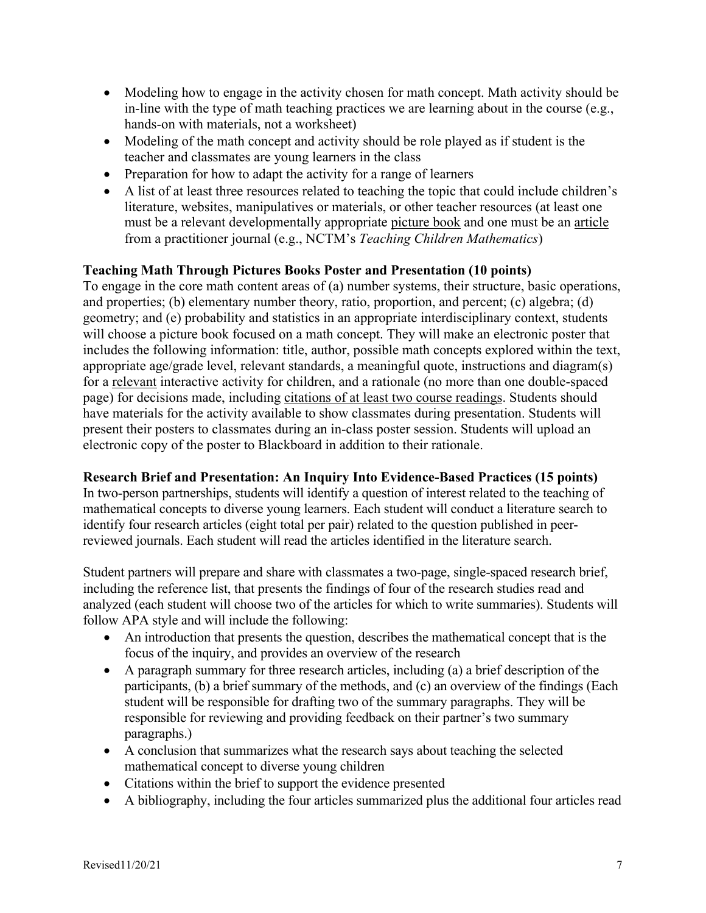- Modeling how to engage in the activity chosen for math concept. Math activity should be in-line with the type of math teaching practices we are learning about in the course (e.g., hands-on with materials, not a worksheet)
- Modeling of the math concept and activity should be role played as if student is the teacher and classmates are young learners in the class
- Preparation for how to adapt the activity for a range of learners
- A list of at least three resources related to teaching the topic that could include children's literature, websites, manipulatives or materials, or other teacher resources (at least one must be a relevant developmentally appropriate <u>picture book</u> and one must be an <u>article</u> from a practitioner journal (e.g., NCTM's *Teaching Children Mathematics*)

**Teaching Math Through Pictures Books Poster and Presentation (10 points)**

To engage in the core math content areas of (a) number systems, their structure, basic operations, and properties; (b) elementary number theory, ratio, proportion, and percent; (c) algebra; (d) geometry; and (e) probability and statistics in an appropriate interdisciplinary context, students will choose a picture book focused on a math concept. They will make an electronic poster that includes the following information: title, author, possible math concepts explored within the text, appropriate age/grade level, relevant standards, a meaningful quote, instructions and diagram(s) for a <u>relevant</u> interactive activity for children, and a rationale (no more than one double-spaced page) for decisions made, including <u>citations of at least two course readings</u>. Students should have materials for the activity available to show classmates during presentation. Students will present their posters to classmates during an in-class poster session. Students will upload an electronic copy of the poster to Blackboard in addition to their rationale.

**Research Brief and Presentation: An Inquiry Into Evidence-Based Practices (15 points)**

In two-person partnerships, students will identify a question of interest related to the teaching of mathematical concepts to diverse young learners. Each student will conduct a literature search to identify four research articles (eight total per pair) related to the question published in peer-reviewed journals. Each student will read the articles identified in the literature search.

Student partners will prepare and share with classmates a two-page, single-spaced research brief, including the reference list, that presents the findings of four of the research studies read and analyzed (each student will choose two of the articles for which to write summaries). Students will follow APA style and will include the following:

- An introduction that presents the question, describes the mathematical concept that is the focus of the inquiry, and provides an overview of the research
- A paragraph summary for three research articles, including (a) a brief description of the participants, (b) a brief summary of the methods, and (c) an overview of the findings (Each student will be responsible for drafting two of the summary paragraphs. They will be responsible for reviewing and providing feedback on their partner's two summary paragraphs.)
- A conclusion that summarizes what the research says about teaching the selected mathematical concept to diverse young children
- Citations within the brief to support the evidence presented
- A bibliography, including the four articles summarized plus the additional four articles read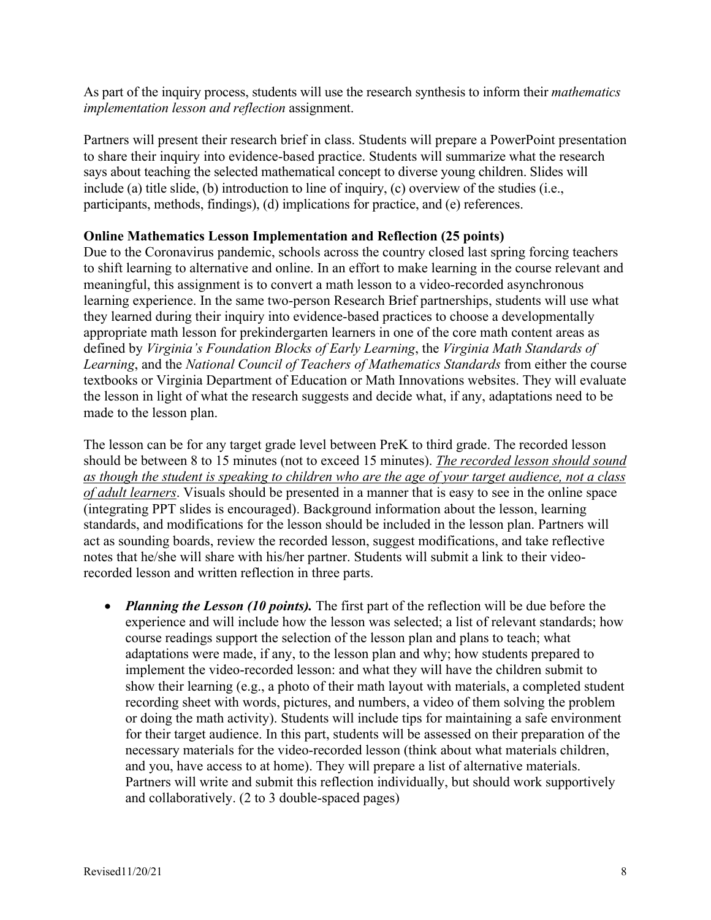As part of the inquiry process, students will use the research synthesis to inform their *mathematics implementation lesson and reflection* assignment.

Partners will present their research brief in class. Students will prepare a PowerPoint presentation to share their inquiry into evidence-based practice. Students will summarize what the research says about teaching the selected mathematical concept to diverse young children. Slides will include (a) title slide, (b) introduction to line of inquiry, (c) overview of the studies (i.e., participants, methods, findings), (d) implications for practice, and (e) references.

**Online Mathematics Lesson Implementation and Reflection (25 points)**

Due to the Coronavirus pandemic, schools across the country closed last spring forcing teachers to shift learning to alternative and online. In an effort to make learning in the course relevant and meaningful, this assignment is to convert a math lesson to a video-recorded asynchronous learning experience. In the same two-person Research Brief partnerships, students will use what they learned during their inquiry into evidence-based practices to choose a developmentally appropriate math lesson for prekindergarten learners in one of the core math content areas as defined by *Virginia's Foundation Blocks of Early Learning*, the *Virginia Math Standards of Learning*, and the *National Council of Teachers of Mathematics Standards* from either the course textbooks or Virginia Department of Education or Math Innovations websites. They will evaluate the lesson in light of what the research suggests and decide what, if any, adaptations need to be made to the lesson plan.

The lesson can be for any target grade level between PreK to third grade. The recorded lesson should be between 8 to 15 minutes (not to exceed 15 minutes). <u>*The recorded lesson should sound as though the student is speaking to children who are the age of your target audience, not a class of adult learners*</u>. Visuals should be presented in a manner that is easy to see in the online space (integrating PPT slides is encouraged). Background information about the lesson, learning standards, and modifications for the lesson should be included in the lesson plan. Partners will act as sounding boards, review the recorded lesson, suggest modifications, and take reflective notes that he/she will share with his/her partner. Students will submit a link to their video-recorded lesson and written reflection in three parts.

- ***Planning the Lesson (10 points).*** The first part of the reflection will be due before the experience and will include how the lesson was selected; a list of relevant standards; how course readings support the selection of the lesson plan and plans to teach; what adaptations were made, if any, to the lesson plan and why; how students prepared to implement the video-recorded lesson: and what they will have the children submit to show their learning (e.g., a photo of their math layout with materials, a completed student recording sheet with words, pictures, and numbers, a video of them solving the problem or doing the math activity). Students will include tips for maintaining a safe environment for their target audience. In this part, students will be assessed on their preparation of the necessary materials for the video-recorded lesson (think about what materials children, and you, have access to at home). They will prepare a list of alternative materials. Partners will write and submit this reflection individually, but should work supportively and collaboratively. (2 to 3 double-spaced pages)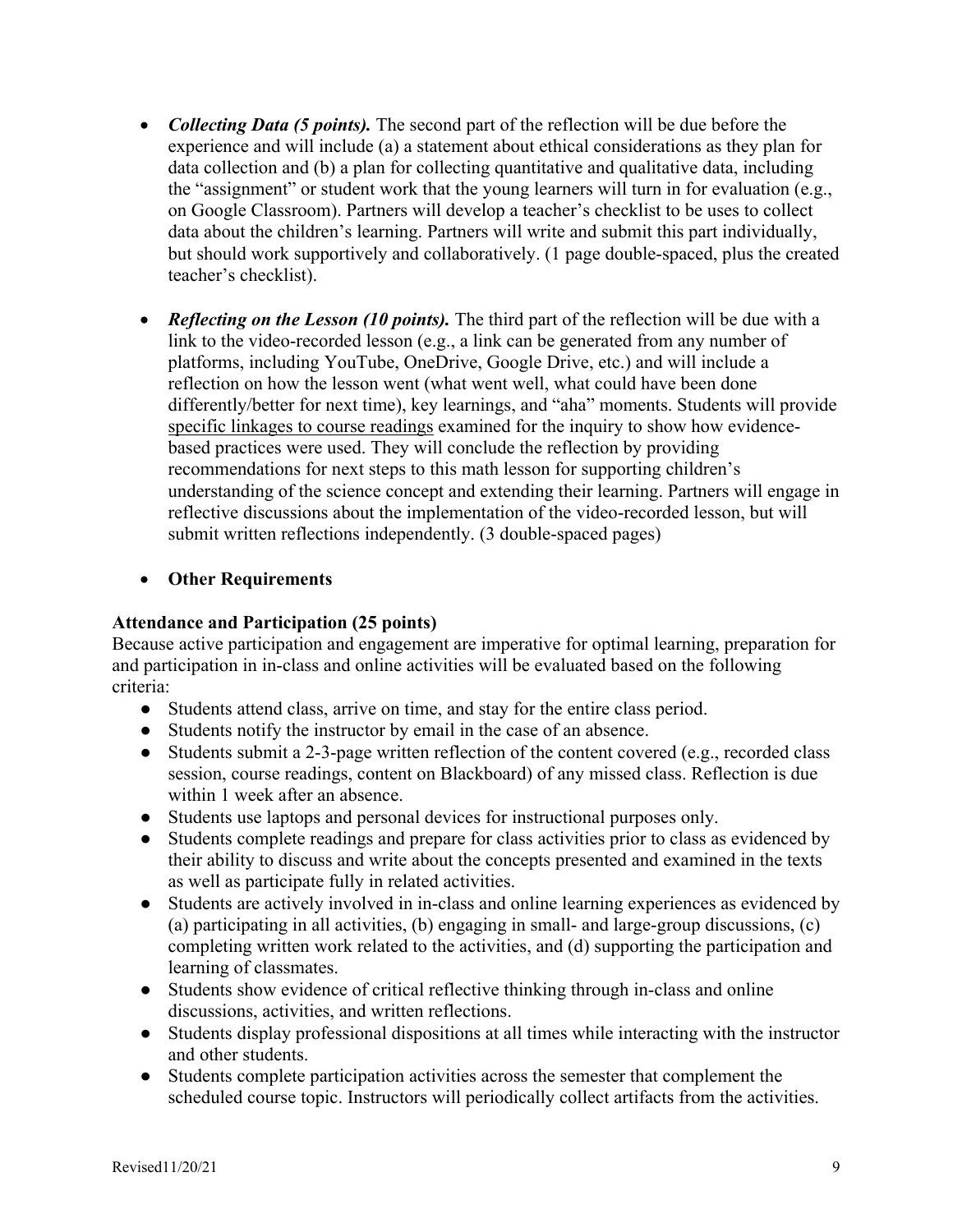- ***Collecting Data (5 points).*** The second part of the reflection will be due before the experience and will include (a) a statement about ethical considerations as they plan for data collection and (b) a plan for collecting quantitative and qualitative data, including the "assignment" or student work that the young learners will turn in for evaluation (e.g., on Google Classroom). Partners will develop a teacher's checklist to be uses to collect data about the children's learning. Partners will write and submit this part individually, but should work supportively and collaboratively. (1 page double-spaced, plus the created teacher's checklist).

- ***Reflecting on the Lesson (10 points).*** The third part of the reflection will be due with a link to the video-recorded lesson (e.g., a link can be generated from any number of platforms, including YouTube, OneDrive, Google Drive, etc.) and will include a reflection on how the lesson went (what went well, what could have been done differently/better for next time), key learnings, and "aha" moments. Students will provide <u>specific linkages to course readings</u> examined for the inquiry to show how evidence-based practices were used. They will conclude the reflection by providing recommendations for next steps to this math lesson for supporting children's understanding of the science concept and extending their learning. Partners will engage in reflective discussions about the implementation of the video-recorded lesson, but will submit written reflections independently. (3 double-spaced pages)

- **Other Requirements**

**Attendance and Participation (25 points)**

Because active participation and engagement are imperative for optimal learning, preparation for and participation in in-class and online activities will be evaluated based on the following criteria:

- Students attend class, arrive on time, and stay for the entire class period.
- Students notify the instructor by email in the case of an absence.
- Students submit a 2-3-page written reflection of the content covered (e.g., recorded class session, course readings, content on Blackboard) of any missed class. Reflection is due within 1 week after an absence.
- Students use laptops and personal devices for instructional purposes only.
- Students complete readings and prepare for class activities prior to class as evidenced by their ability to discuss and write about the concepts presented and examined in the texts as well as participate fully in related activities.
- Students are actively involved in in-class and online learning experiences as evidenced by (a) participating in all activities, (b) engaging in small- and large-group discussions, (c) completing written work related to the activities, and (d) supporting the participation and learning of classmates.
- Students show evidence of critical reflective thinking through in-class and online discussions, activities, and written reflections.
- Students display professional dispositions at all times while interacting with the instructor and other students.
- Students complete participation activities across the semester that complement the scheduled course topic. Instructors will periodically collect artifacts from the activities.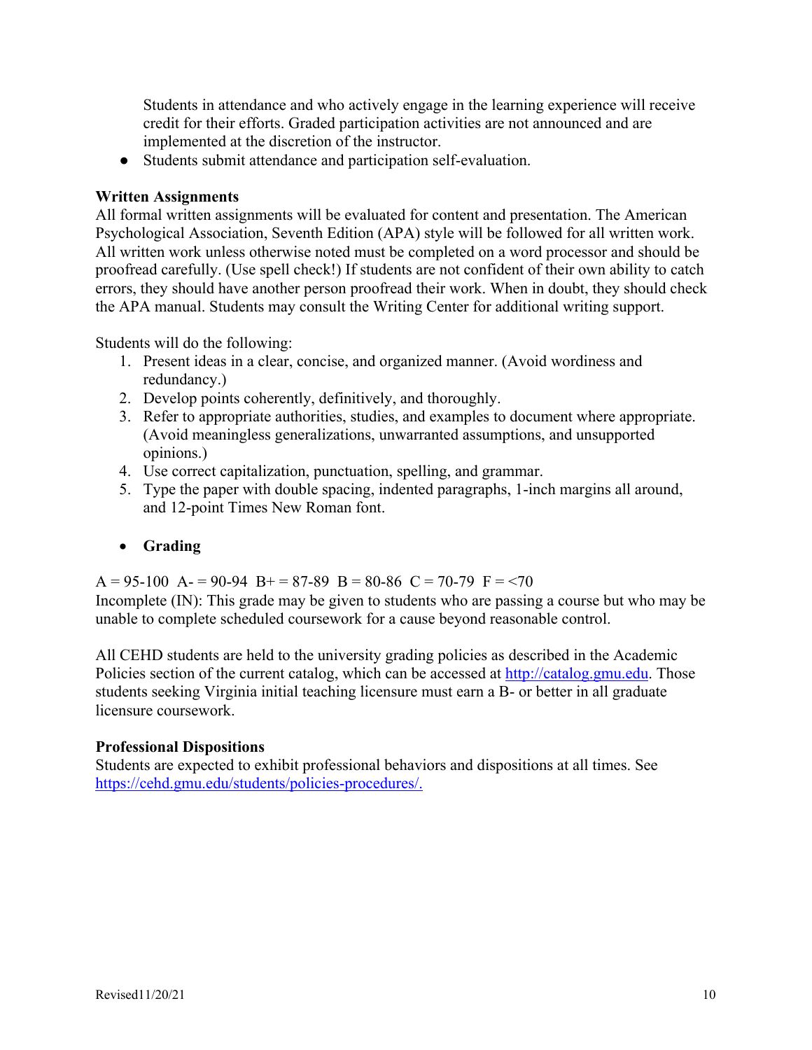Students in attendance and who actively engage in the learning experience will receive credit for their efforts. Graded participation activities are not announced and are implemented at the discretion of the instructor.

- Students submit attendance and participation self-evaluation.

**Written Assignments**

All formal written assignments will be evaluated for content and presentation. The American Psychological Association, Seventh Edition (APA) style will be followed for all written work. All written work unless otherwise noted must be completed on a word processor and should be proofread carefully. (Use spell check!) If students are not confident of their own ability to catch errors, they should have another person proofread their work. When in doubt, they should check the APA manual. Students may consult the Writing Center for additional writing support.

Students will do the following:

1. Present ideas in a clear, concise, and organized manner. (Avoid wordiness and redundancy.)
2. Develop points coherently, definitively, and thoroughly.
3. Refer to appropriate authorities, studies, and examples to document where appropriate. (Avoid meaningless generalizations, unwarranted assumptions, and unsupported opinions.)
4. Use correct capitalization, punctuation, spelling, and grammar.
5. Type the paper with double spacing, indented paragraphs, 1-inch margins all around, and 12-point Times New Roman font.

- **Grading**

A = 95-100 A- = 90-94 B+ = 87-89 B = 80-86 C = 70-79 F = <70

Incomplete (IN): This grade may be given to students who are passing a course but who may be unable to complete scheduled coursework for a cause beyond reasonable control.

All CEHD students are held to the university grading policies as described in the Academic Policies section of the current catalog, which can be accessed at http://catalog.gmu.edu. Those students seeking Virginia initial teaching licensure must earn a B- or better in all graduate licensure coursework.

**Professional Dispositions**

Students are expected to exhibit professional behaviors and dispositions at all times. See https://cehd.gmu.edu/students/policies-procedures/.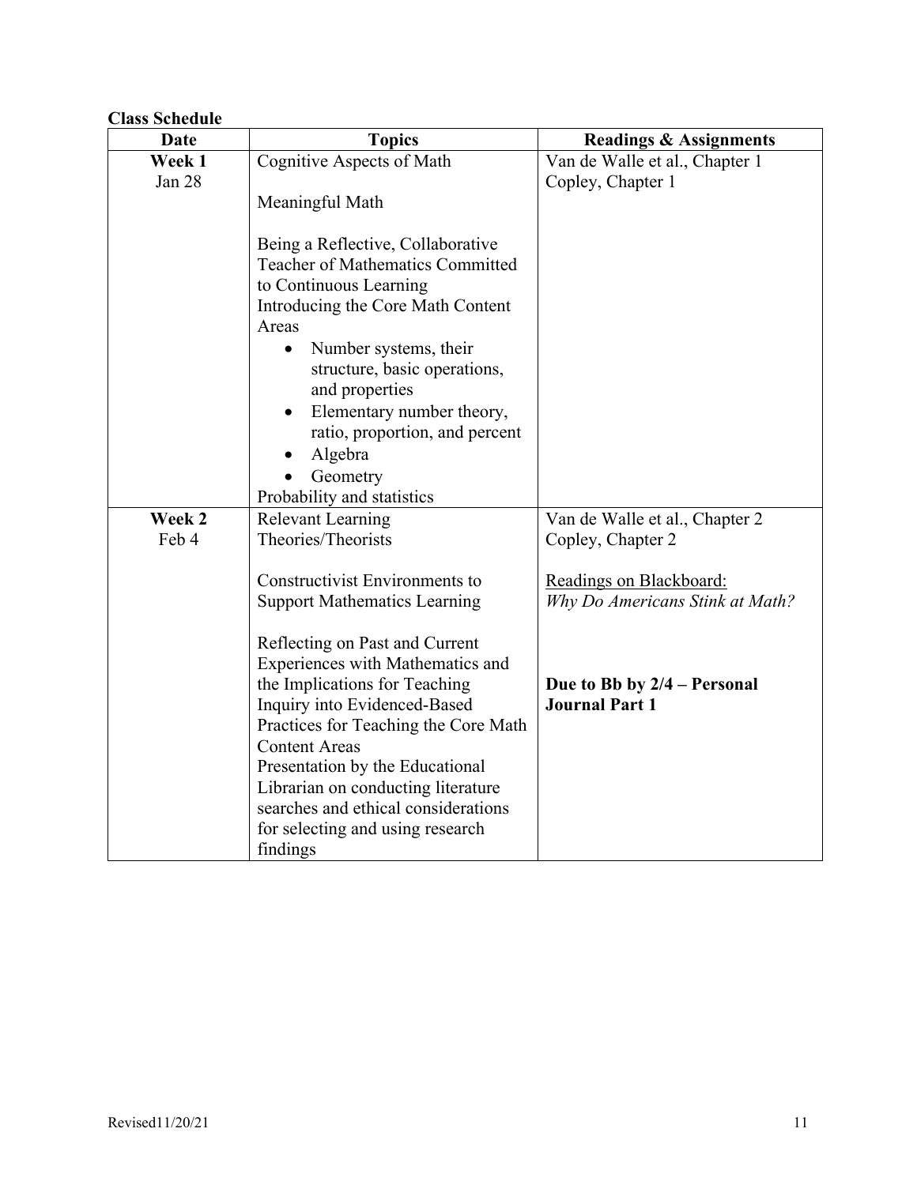**Class Schedule**

| Date | Topics | Readings & Assignments |
|---|---|---|
| **Week 1**<br>Jan 28 | Cognitive Aspects of Math<br><br>Meaningful Math<br><br>Being a Reflective, Collaborative Teacher of Mathematics Committed to Continuous Learning<br>Introducing the Core Math Content Areas<br>• Number systems, their structure, basic operations, and properties<br>• Elementary number theory, ratio, proportion, and percent<br>• Algebra<br>• Geometry<br>Probability and statistics | Van de Walle et al., Chapter 1<br>Copley, Chapter 1 |
| **Week 2**<br>Feb 4 | Relevant Learning Theories/Theorists<br><br>Constructivist Environments to Support Mathematics Learning<br><br>Reflecting on Past and Current Experiences with Mathematics and the Implications for Teaching<br>Inquiry into Evidenced-Based Practices for Teaching the Core Math Content Areas<br>Presentation by the Educational Librarian on conducting literature searches and ethical considerations for selecting and using research findings | Van de Walle et al., Chapter 2<br>Copley, Chapter 2<br><br>Readings on Blackboard:<br>*Why Do Americans Stink at Math?*<br><br>**Due to Bb by 2/4 – Personal Journal Part 1** |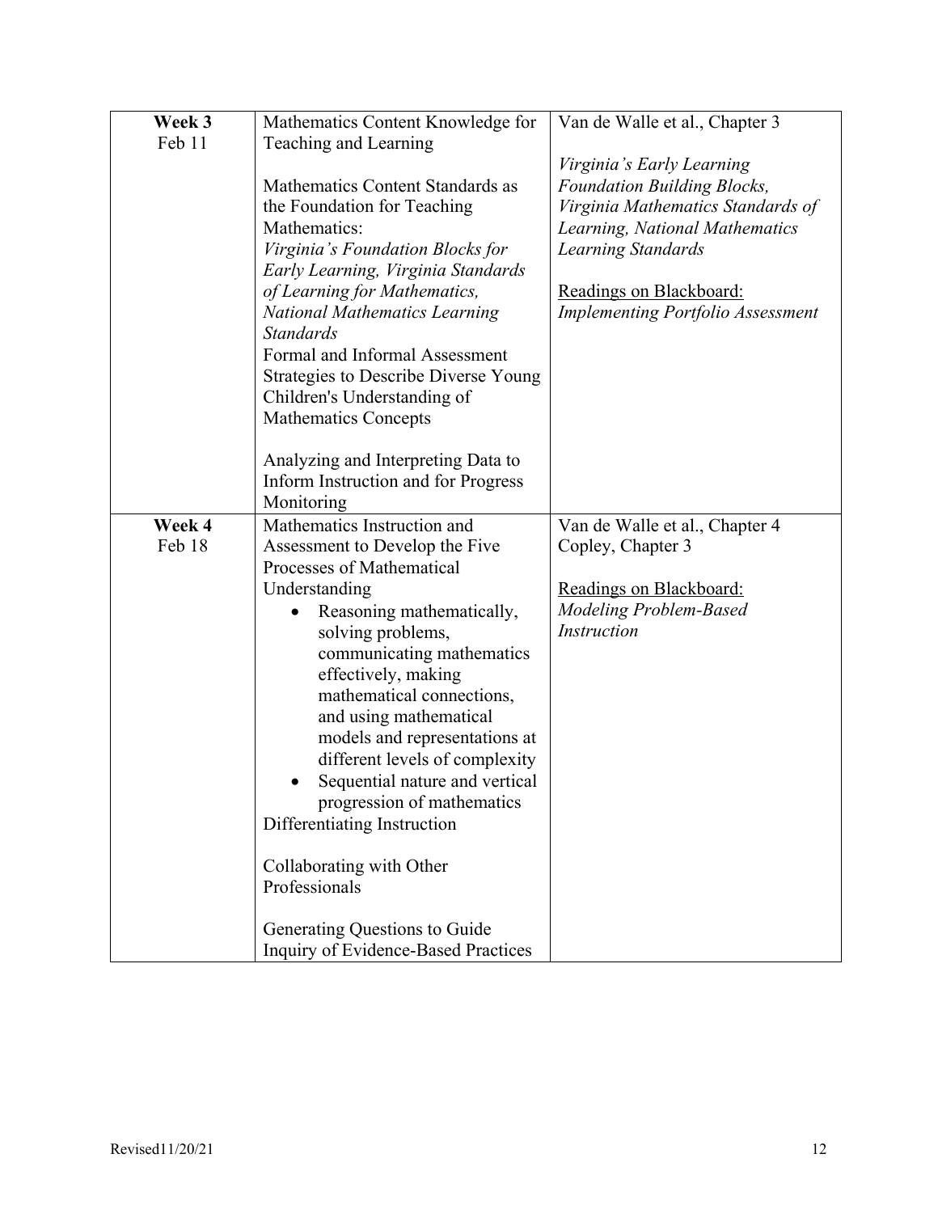| | | |
|---|---|---|
| **Week 3**<br>Feb 11 | Mathematics Content Knowledge for Teaching and Learning<br><br>Mathematics Content Standards as the Foundation for Teaching Mathematics:<br>*Virginia's Foundation Blocks for Early Learning, Virginia Standards of Learning for Mathematics, National Mathematics Learning Standards*<br>Formal and Informal Assessment Strategies to Describe Diverse Young Children's Understanding of Mathematics Concepts<br><br>Analyzing and Interpreting Data to Inform Instruction and for Progress Monitoring | Van de Walle et al., Chapter 3<br><br>*Virginia's Early Learning Foundation Building Blocks, Virginia Mathematics Standards of Learning, National Mathematics Learning Standards*<br><br><u>Readings on Blackboard:</u><br>*Implementing Portfolio Assessment* |
| **Week 4**<br>Feb 18 | Mathematics Instruction and Assessment to Develop the Five Processes of Mathematical Understanding<br>• Reasoning mathematically, solving problems, communicating mathematics effectively, making mathematical connections, and using mathematical models and representations at different levels of complexity<br>• Sequential nature and vertical progression of mathematics<br>Differentiating Instruction<br><br>Collaborating with Other Professionals<br><br>Generating Questions to Guide Inquiry of Evidence-Based Practices | Van de Walle et al., Chapter 4<br>Copley, Chapter 3<br><br><u>Readings on Blackboard:</u><br>*Modeling Problem-Based Instruction* |

Revised11/20/21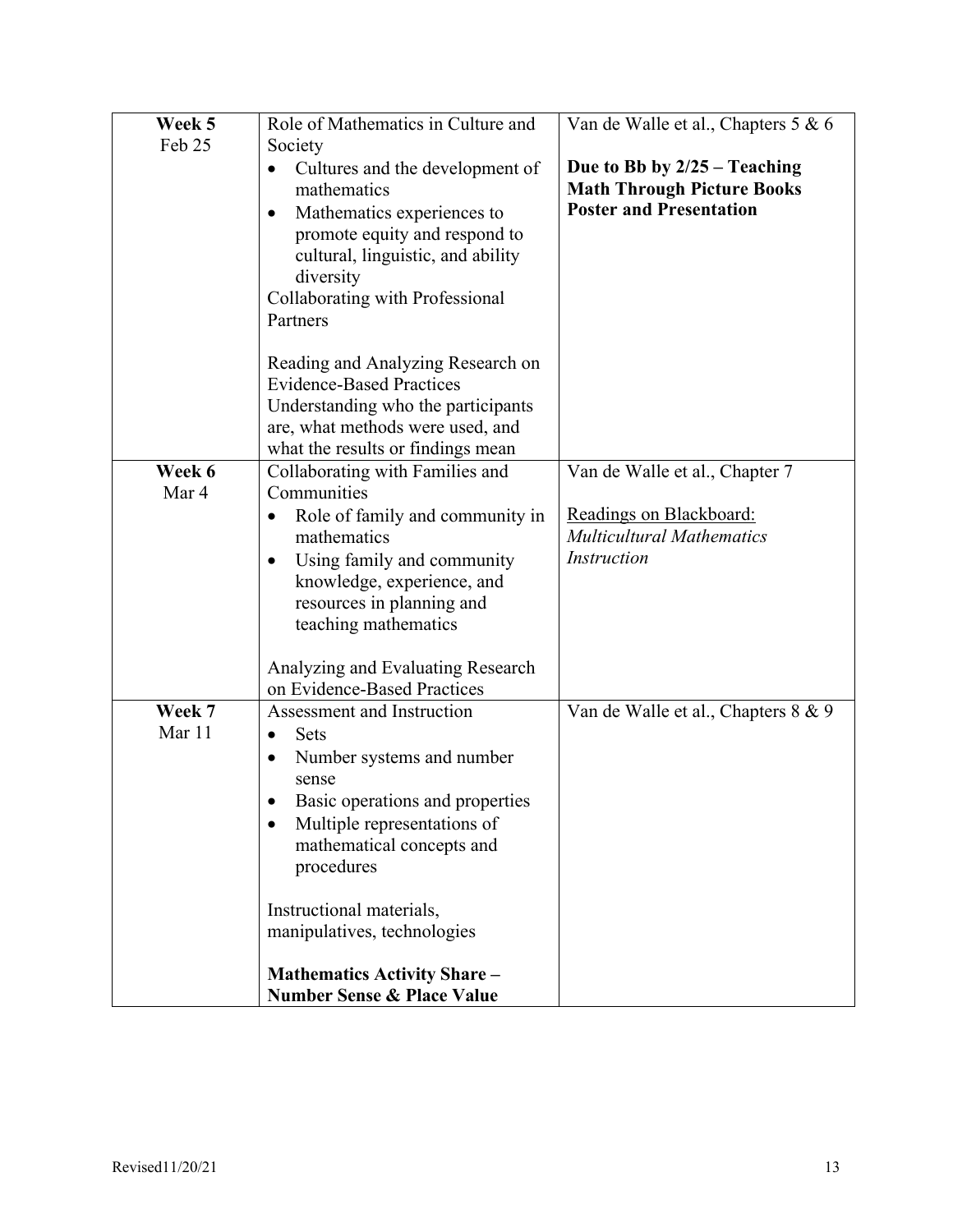| | | |
|---|---|---|
| **Week 5**<br>Feb 25 | Role of Mathematics in Culture and Society<br>• Cultures and the development of mathematics<br>• Mathematics experiences to promote equity and respond to cultural, linguistic, and ability diversity<br>Collaborating with Professional Partners<br><br>Reading and Analyzing Research on Evidence-Based Practices<br>Understanding who the participants are, what methods were used, and what the results or findings mean | Van de Walle et al., Chapters 5 & 6<br><br>**Due to Bb by 2/25 – Teaching Math Through Picture Books Poster and Presentation** |
| **Week 6**<br>Mar 4 | Collaborating with Families and Communities<br>• Role of family and community in mathematics<br>• Using family and community knowledge, experience, and resources in planning and teaching mathematics<br><br>Analyzing and Evaluating Research on Evidence-Based Practices | Van de Walle et al., Chapter 7<br><br>Readings on Blackboard:<br>*Multicultural Mathematics Instruction* |
| **Week 7**<br>Mar 11 | Assessment and Instruction<br>• Sets<br>• Number systems and number sense<br>• Basic operations and properties<br>• Multiple representations of mathematical concepts and procedures<br><br>Instructional materials, manipulatives, technologies<br><br>**Mathematics Activity Share – Number Sense & Place Value** | Van de Walle et al., Chapters 8 & 9 |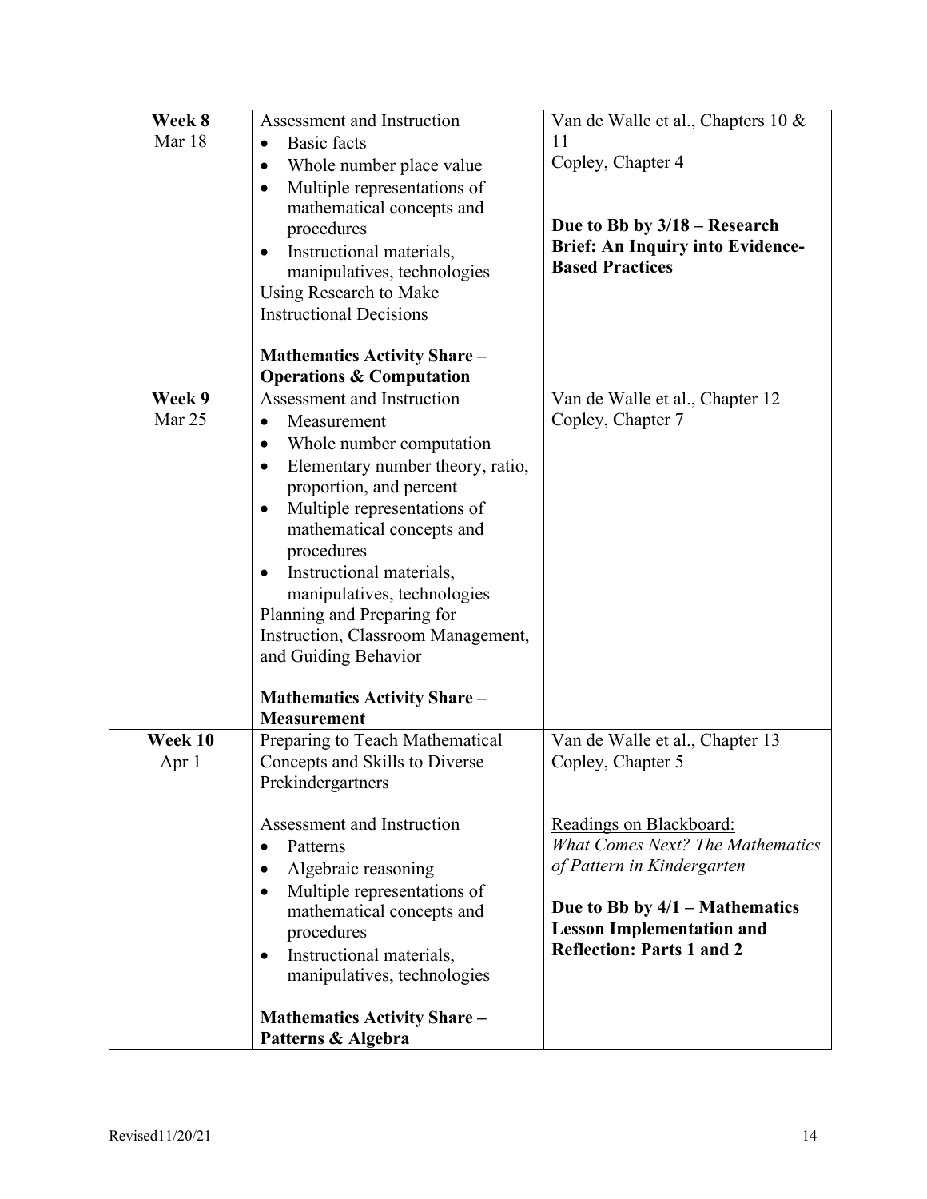| **Week 8**<br>Mar 18 | Assessment and Instruction<br>• Basic facts<br>• Whole number place value<br>• Multiple representations of mathematical concepts and procedures<br>• Instructional materials, manipulatives, technologies<br>Using Research to Make Instructional Decisions<br><br>**Mathematics Activity Share – Operations & Computation** | Van de Walle et al., Chapters 10 & 11<br>Copley, Chapter 4<br><br>**Due to Bb by 3/18 – Research Brief: An Inquiry into Evidence-Based Practices** |
|---|---|---|
| **Week 9**<br>Mar 25 | Assessment and Instruction<br>• Measurement<br>• Whole number computation<br>• Elementary number theory, ratio, proportion, and percent<br>• Multiple representations of mathematical concepts and procedures<br>• Instructional materials, manipulatives, technologies<br>Planning and Preparing for Instruction, Classroom Management, and Guiding Behavior<br><br>**Mathematics Activity Share – Measurement** | Van de Walle et al., Chapter 12<br>Copley, Chapter 7 |
| **Week 10**<br>Apr 1 | Preparing to Teach Mathematical Concepts and Skills to Diverse Prekindergartners<br><br>Assessment and Instruction<br>• Patterns<br>• Algebraic reasoning<br>• Multiple representations of mathematical concepts and procedures<br>• Instructional materials, manipulatives, technologies<br><br>**Mathematics Activity Share – Patterns & Algebra** | Van de Walle et al., Chapter 13<br>Copley, Chapter 5<br><br>Readings on Blackboard:<br>*What Comes Next? The Mathematics of Pattern in Kindergarten*<br><br>**Due to Bb by 4/1 – Mathematics Lesson Implementation and Reflection: Parts 1 and 2** |

Revised11/20/21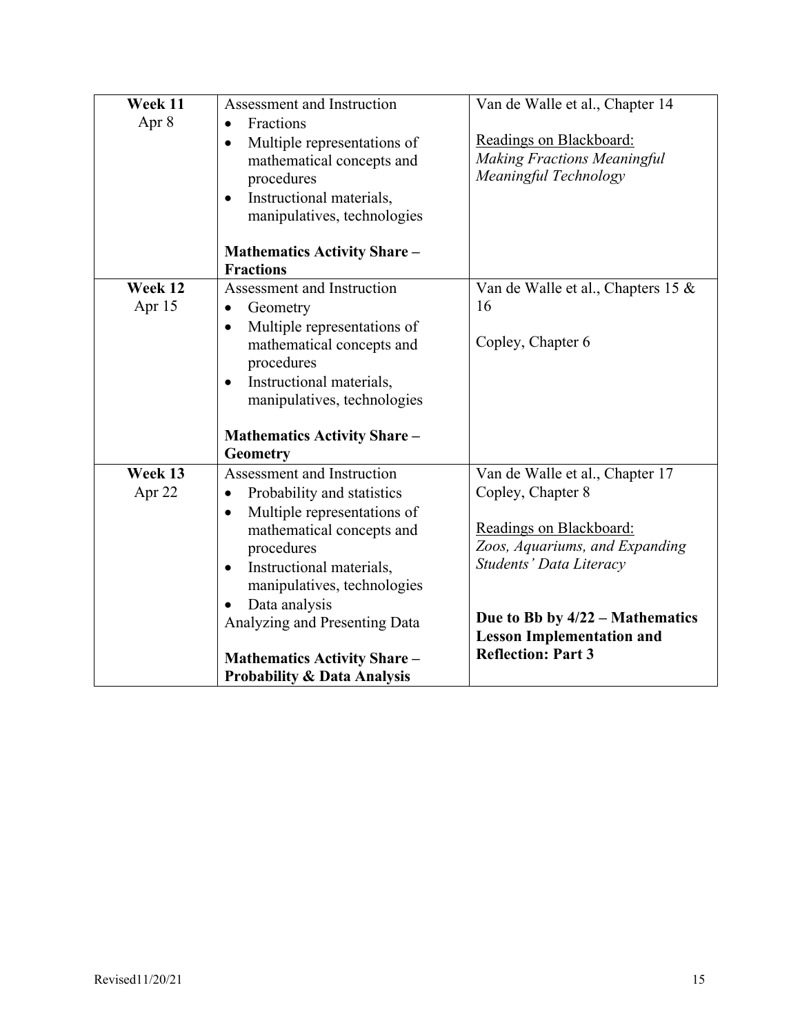| | | |
|---|---|---|
| **Week 11**<br>Apr 8 | Assessment and Instruction<br>• Fractions<br>• Multiple representations of mathematical concepts and procedures<br>• Instructional materials, manipulatives, technologies<br><br>**Mathematics Activity Share – Fractions** | Van de Walle et al., Chapter 14<br><br>Readings on Blackboard:<br>*Making Fractions Meaningful*<br>*Meaningful Technology* |
| **Week 12**<br>Apr 15 | Assessment and Instruction<br>• Geometry<br>• Multiple representations of mathematical concepts and procedures<br>• Instructional materials, manipulatives, technologies<br><br>**Mathematics Activity Share – Geometry** | Van de Walle et al., Chapters 15 & 16<br><br>Copley, Chapter 6 |
| **Week 13**<br>Apr 22 | Assessment and Instruction<br>• Probability and statistics<br>• Multiple representations of mathematical concepts and procedures<br>• Instructional materials, manipulatives, technologies<br>• Data analysis<br>Analyzing and Presenting Data<br><br>**Mathematics Activity Share – Probability & Data Analysis** | Van de Walle et al., Chapter 17<br>Copley, Chapter 8<br><br>Readings on Blackboard:<br>*Zoos, Aquariums, and Expanding Students' Data Literacy*<br><br>**Due to Bb by 4/22 – Mathematics Lesson Implementation and Reflection: Part 3** |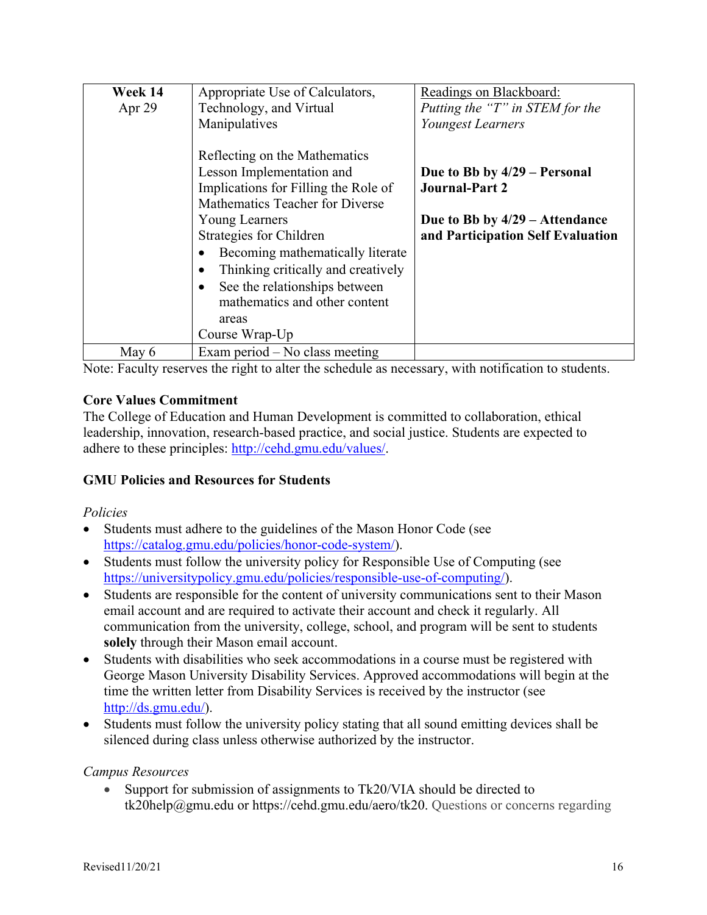| | | |
|---|---|---|
| **Week 14**<br>Apr 29 | Appropriate Use of Calculators, Technology, and Virtual Manipulatives<br><br>Reflecting on the Mathematics Lesson Implementation and Implications for Filling the Role of Mathematics Teacher for Diverse Young Learners<br>Strategies for Children<br>• Becoming mathematically literate<br>• Thinking critically and creatively<br>• See the relationships between mathematics and other content areas<br>Course Wrap-Up | Readings on Blackboard:<br>*Putting the "T" in STEM for the Youngest Learners*<br><br>**Due to Bb by 4/29 – Personal Journal-Part 2**<br><br>**Due to Bb by 4/29 – Attendance and Participation Self Evaluation** |
| May 6 | Exam period – No class meeting | |

Note: Faculty reserves the right to alter the schedule as necessary, with notification to students.

**Core Values Commitment**

The College of Education and Human Development is committed to collaboration, ethical leadership, innovation, research-based practice, and social justice. Students are expected to adhere to these principles: http://cehd.gmu.edu/values/.

**GMU Policies and Resources for Students**

*Policies*

- Students must adhere to the guidelines of the Mason Honor Code (see https://catalog.gmu.edu/policies/honor-code-system/).
- Students must follow the university policy for Responsible Use of Computing (see https://universitypolicy.gmu.edu/policies/responsible-use-of-computing/).
- Students are responsible for the content of university communications sent to their Mason email account and are required to activate their account and check it regularly. All communication from the university, college, school, and program will be sent to students **solely** through their Mason email account.
- Students with disabilities who seek accommodations in a course must be registered with George Mason University Disability Services. Approved accommodations will begin at the time the written letter from Disability Services is received by the instructor (see http://ds.gmu.edu/).
- Students must follow the university policy stating that all sound emitting devices shall be silenced during class unless otherwise authorized by the instructor.

*Campus Resources*

- Support for submission of assignments to Tk20/VIA should be directed to tk20help@gmu.edu or https://cehd.gmu.edu/aero/tk20. Questions or concerns regarding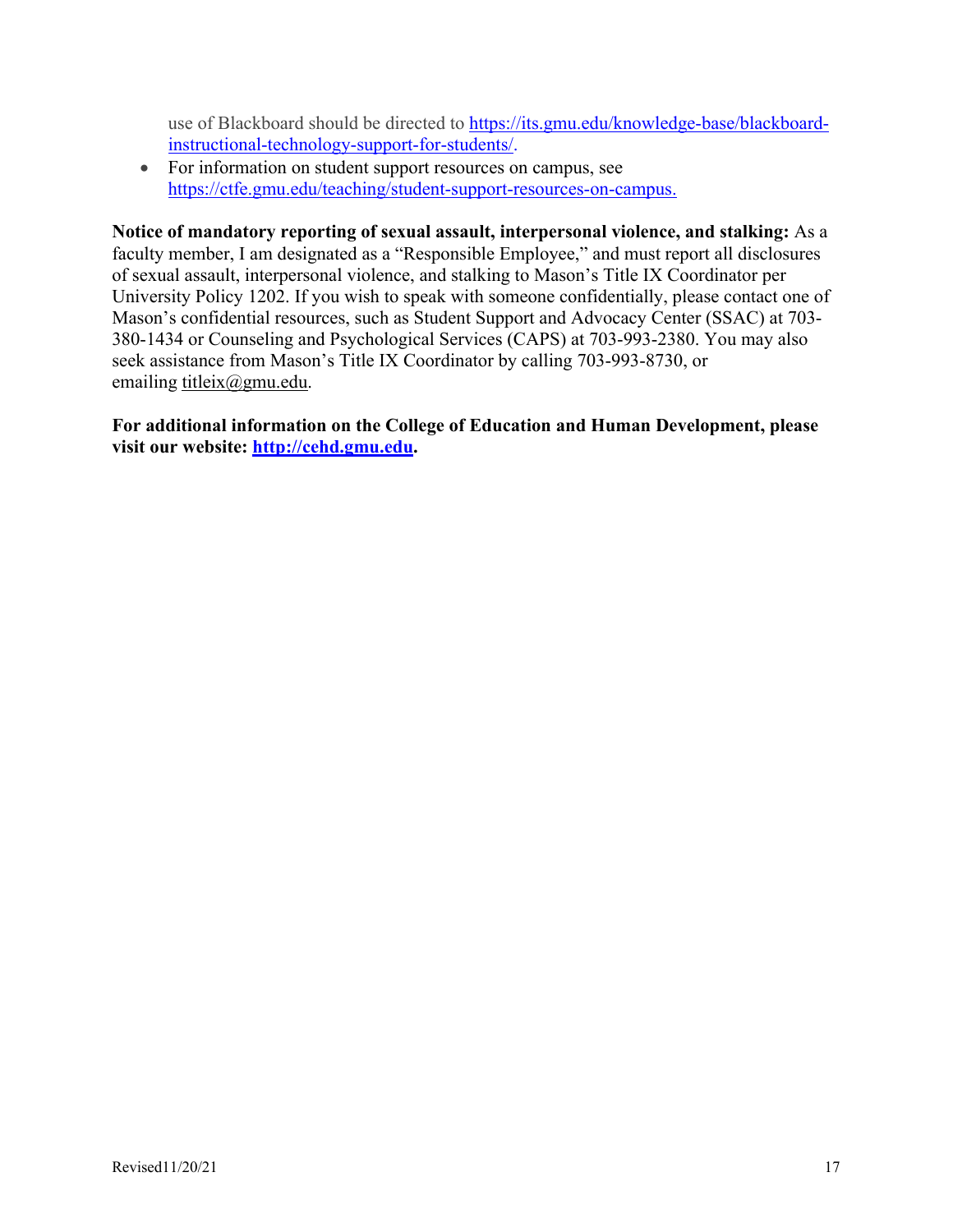use of Blackboard should be directed to https://its.gmu.edu/knowledge-base/blackboard-instructional-technology-support-for-students/.

- For information on student support resources on campus, see https://ctfe.gmu.edu/teaching/student-support-resources-on-campus.

**Notice of mandatory reporting of sexual assault, interpersonal violence, and stalking:** As a faculty member, I am designated as a "Responsible Employee," and must report all disclosures of sexual assault, interpersonal violence, and stalking to Mason's Title IX Coordinator per University Policy 1202. If you wish to speak with someone confidentially, please contact one of Mason's confidential resources, such as Student Support and Advocacy Center (SSAC) at 703-380-1434 or Counseling and Psychological Services (CAPS) at 703-993-2380. You may also seek assistance from Mason's Title IX Coordinator by calling 703-993-8730, or emailing titleix@gmu.edu.

**For additional information on the College of Education and Human Development, please visit our website: http://cehd.gmu.edu.**

Revised11/20/21